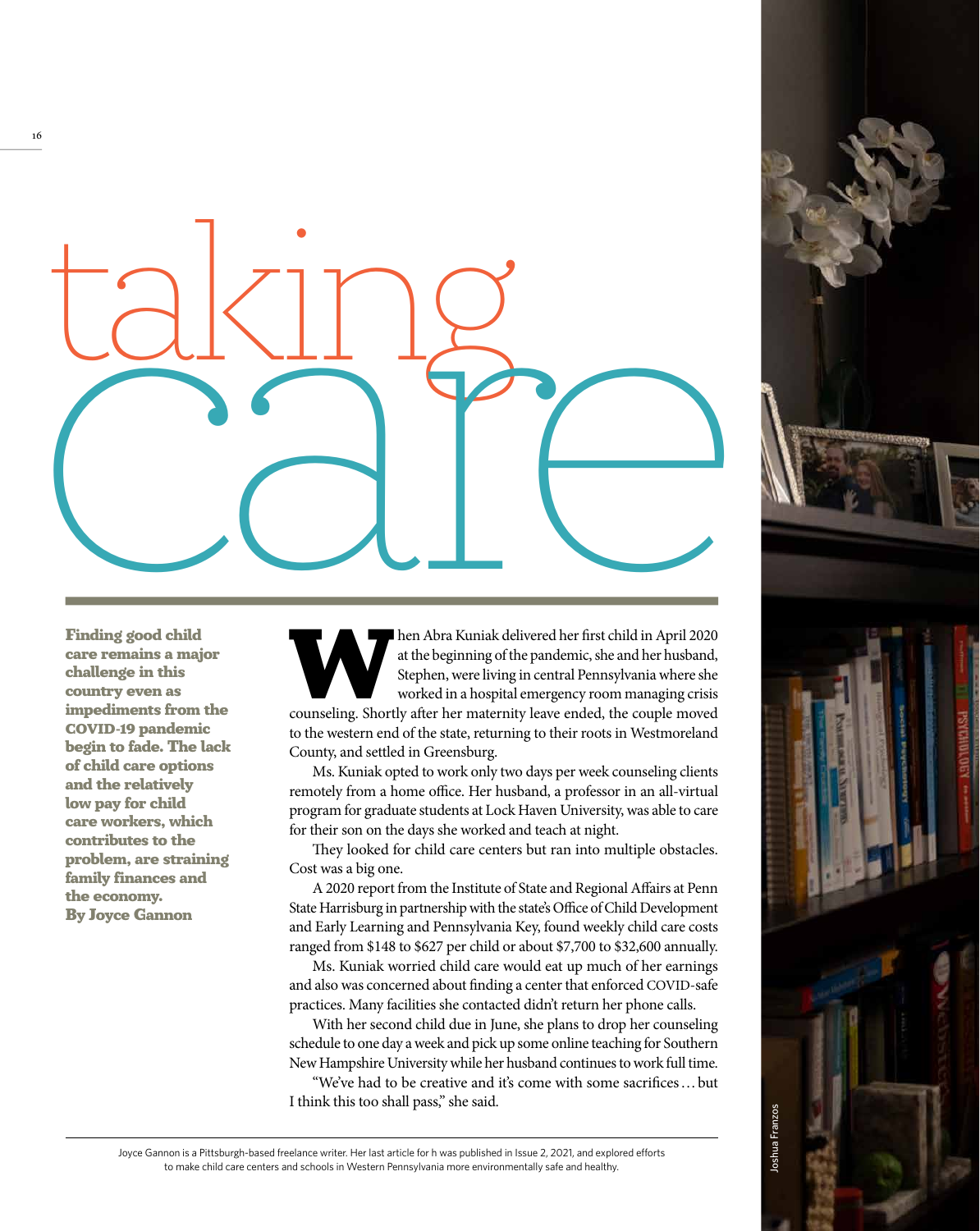# taking care

**Finding good child care remains a major challenge in this country even as impediments from the COVID-19 pandemic begin to fade. The lack of child care options and the relatively low pay for child care workers, which contributes to the problem, are straining family finances and the economy.**

**By Joyce Gannon**

When Abra Kuniak delivered her first child in April 2020 at the beginning of the pandemic, she and her husband, Stephen, were living in central Pennsylvania where she worked in a hospital emergency room managing crisis counseling. Shortly after her maternity leave ended, the couple moved to the western end of the state, returning to their roots in Westmoreland County, and settled in Greensburg.

Ms. Kuniak opted to work only two days per week counseling clients remotely from a home office. Her husband, a professor in an all-virtual program for graduate students at Lock Haven University, was able to care for their son on the days she worked and teach at night.

They looked for child care centers but ran into multiple obstacles. Cost was a big one.

A 2020 report from the Institute of State and Regional Affairs at Penn State Harrisburg in partnership with the state's Office of Child Development and Early Learning and Pennsylvania Key, found weekly child care costs ranged from $148 to $627 per child or about $7,700 to $32,600 annually.

Ms. Kuniak worried child care would eat up much of her earnings and also was concerned about finding a center that enforced COVID-safe practices. Many facilities she contacted didn't return her phone calls.

With her second child due in June, she plans to drop her counseling schedule to one day a week and pick up some online teaching for Southern New Hampshire University while her husband continues to work full time.

"We've had to be creative and it's come with some sacrifices … but I think this too shall pass," she said.

Joshua Franzos

Joyce Gannon is a Pittsburgh-based freelance writer. Her last article for h was published in Issue 2, 2021, and explored efforts to make child care centers and schools in Western Pennsylvania more environmentally safe and healthy.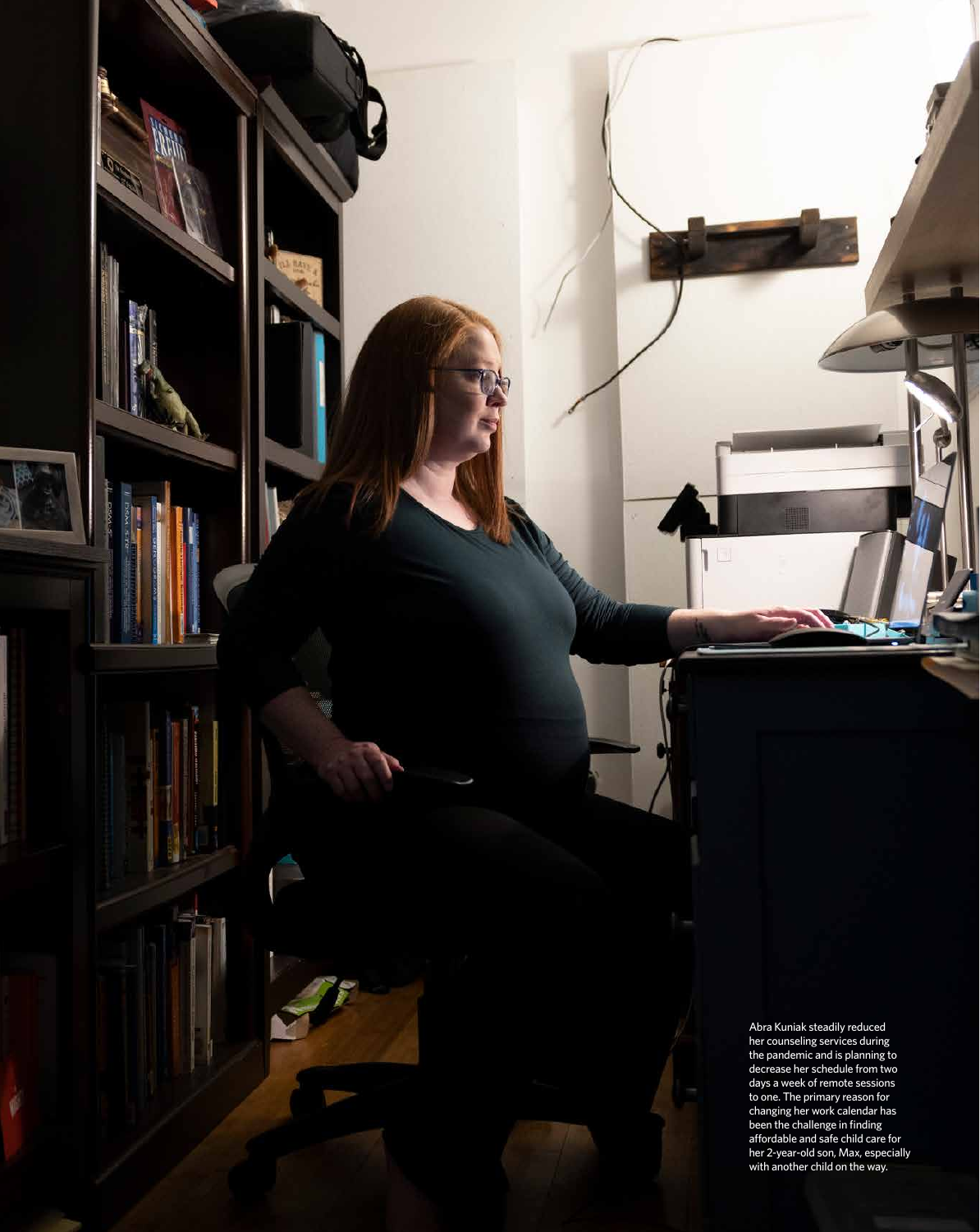Abra Kuniak steadily reduced her counseling services during the pandemic and is planning to decrease her schedule from two days a week of remote sessions to one. The primary reason for changing her work calendar has been the challenge in finding affordable and safe child care for her 2-year-old son, Max, especially with another child on the way.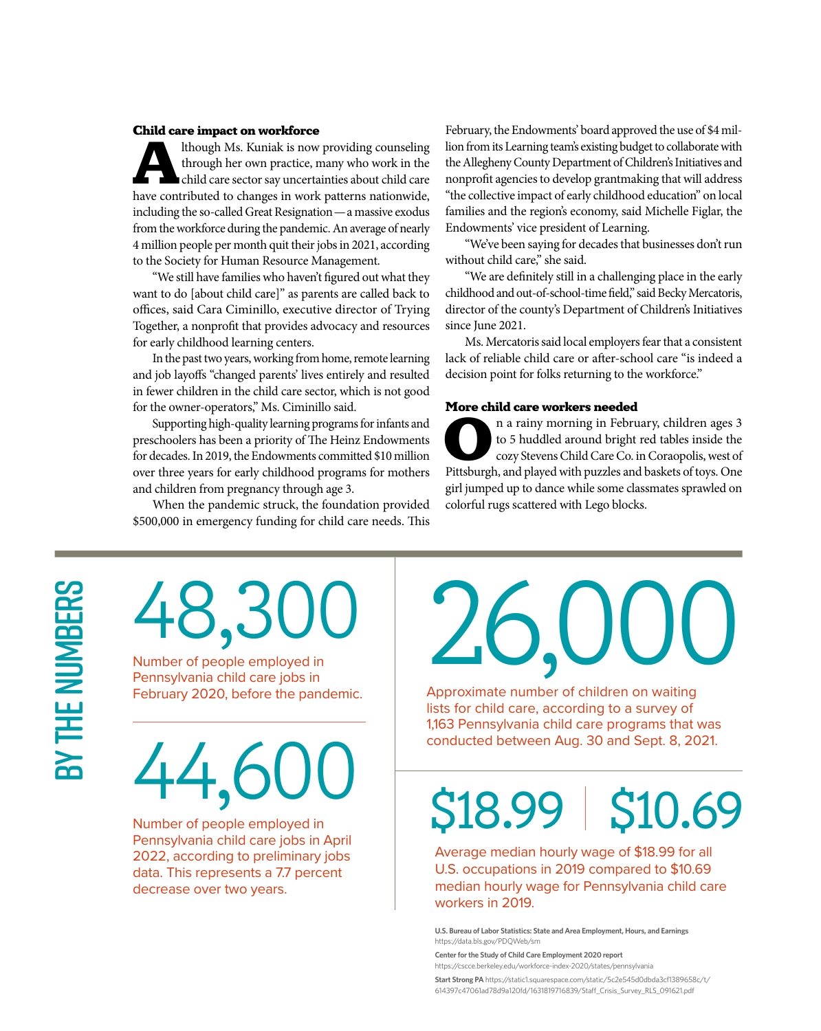### Child care impact on workforce

Although Ms. Kuniak is now providing counseling through her own practice, many who work in the child care sector say uncertainties about child care have contributed to changes in work patterns nationwide, including the so-called Great Resignation — a massive exodus from the workforce during the pandemic. An average of nearly 4 million people per month quit their jobs in 2021, according to the Society for Human Resource Management.

"We still have families who haven't figured out what they want to do [about child care]" as parents are called back to offices, said Cara Ciminillo, executive director of Trying Together, a nonprofit that provides advocacy and resources for early childhood learning centers.

In the past two years, working from home, remote learning and job layoffs "changed parents' lives entirely and resulted in fewer children in the child care sector, which is not good for the owner-operators," Ms. Ciminillo said.

Supporting high-quality learning programs for infants and preschoolers has been a priority of The Heinz Endowments for decades. In 2019, the Endowments committed $10 million over three years for early childhood programs for mothers and children from pregnancy through age 3.

When the pandemic struck, the foundation provided $500,000 in emergency funding for child care needs. This February, the Endowments' board approved the use of $4 million from its Learning team's existing budget to collaborate with the Allegheny County Department of Children's Initiatives and nonprofit agencies to develop grantmaking that will address "the collective impact of early childhood education" on local families and the region's economy, said Michelle Figlar, the Endowments' vice president of Learning.

"We've been saying for decades that businesses don't run without child care," she said.

"We are definitely still in a challenging place in the early childhood and out-of-school-time field," said Becky Mercatoris, director of the county's Department of Children's Initiatives since June 2021.

Ms. Mercatoris said local employers fear that a consistent lack of reliable child care or after-school care "is indeed a decision point for folks returning to the workforce."

### More child care workers needed

On a rainy morning in February, children ages 3 to 5 huddled around bright red tables inside the cozy Stevens Child Care Co. in Coraopolis, west of Pittsburgh, and played with puzzles and baskets of toys. One girl jumped up to dance while some classmates sprawled on colorful rugs scattered with Lego blocks.

## BY THE NUMBERS

**48,300**

Number of people employed in Pennsylvania child care jobs in February 2020, before the pandemic.

**44,600**

Number of people employed in Pennsylvania child care jobs in April 2022, according to preliminary jobs data. This represents a 7.7 percent decrease over two years.

**26,000**

Approximate number of children on waiting lists for child care, according to a survey of 1,163 Pennsylvania child care programs that was conducted between Aug. 30 and Sept. 8, 2021.

**$18.99 | $10.69**

Average median hourly wage of $18.99 for all U.S. occupations in 2019 compared to $10.69 median hourly wage for Pennsylvania child care workers in 2019.

**U.S. Bureau of Labor Statistics: State and Area Employment, Hours, and Earnings**
https://data.bls.gov/PDQWeb/sm

**Center for the Study of Child Care Employment 2020 report**
https://cscce.berkeley.edu/workforce-index-2020/states/pennsylvania

**Start Strong PA** https://static1.squarespace.com/static/5c2e545d0dbda3cf1389658c/t/614397c47061ad78d9a120fd/1631819716839/Staff_Crisis_Survey_RLS_091621.pdf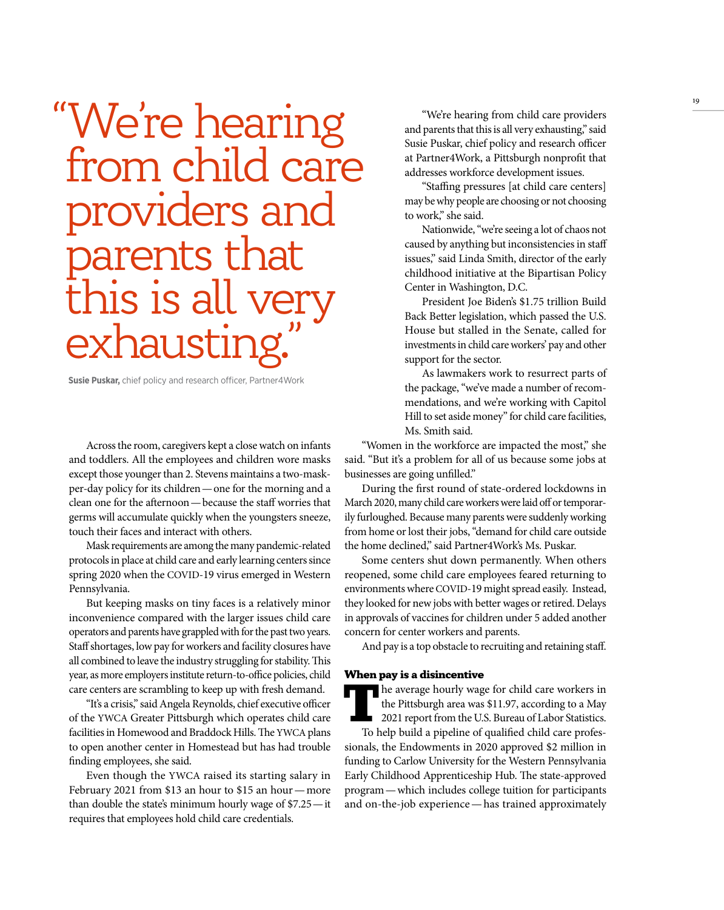> "We're hearing from child care providers and parents that this is all very exhausting."
>
> **Susie Puskar,** chief policy and research officer, Partner4Work

Across the room, caregivers kept a close watch on infants and toddlers. All the employees and children wore masks except those younger than 2. Stevens maintains a two-mask-per-day policy for its children — one for the morning and a clean one for the afternoon — because the staff worries that germs will accumulate quickly when the youngsters sneeze, touch their faces and interact with others.

Mask requirements are among the many pandemic-related protocols in place at child care and early learning centers since spring 2020 when the COVID-19 virus emerged in Western Pennsylvania.

But keeping masks on tiny faces is a relatively minor inconvenience compared with the larger issues child care operators and parents have grappled with for the past two years. Staff shortages, low pay for workers and facility closures have all combined to leave the industry struggling for stability. This year, as more employers institute return-to-office policies, child care centers are scrambling to keep up with fresh demand.

"It's a crisis," said Angela Reynolds, chief executive officer of the YWCA Greater Pittsburgh which operates child care facilities in Homewood and Braddock Hills. The YWCA plans to open another center in Homestead but has had trouble finding employees, she said.

Even though the YWCA raised its starting salary in February 2021 from $13 an hour to $15 an hour — more than double the state's minimum hourly wage of $7.25 — it requires that employees hold child care credentials.

"We're hearing from child care providers and parents that this is all very exhausting," said Susie Puskar, chief policy and research officer at Partner4Work, a Pittsburgh nonprofit that addresses workforce development issues.

"Staffing pressures [at child care centers] may be why people are choosing or not choosing to work," she said.

Nationwide, "we're seeing a lot of chaos not caused by anything but inconsistencies in staff issues," said Linda Smith, director of the early childhood initiative at the Bipartisan Policy Center in Washington, D.C.

President Joe Biden's $1.75 trillion Build Back Better legislation, which passed the U.S. House but stalled in the Senate, called for investments in child care workers' pay and other support for the sector.

As lawmakers work to resurrect parts of the package, "we've made a number of recommendations, and we're working with Capitol Hill to set aside money" for child care facilities, Ms. Smith said.

"Women in the workforce are impacted the most," she said. "But it's a problem for all of us because some jobs at businesses are going unfilled."

During the first round of state-ordered lockdowns in March 2020, many child care workers were laid off or temporarily furloughed. Because many parents were suddenly working from home or lost their jobs, "demand for child care outside the home declined," said Partner4Work's Ms. Puskar.

Some centers shut down permanently. When others reopened, some child care employees feared returning to environments where COVID-19 might spread easily. Instead, they looked for new jobs with better wages or retired. Delays in approvals of vaccines for children under 5 added another concern for center workers and parents.

And pay is a top obstacle to recruiting and retaining staff.

## When pay is a disincentive

The average hourly wage for child care workers in the Pittsburgh area was $11.97, according to a May 2021 report from the U.S. Bureau of Labor Statistics.

To help build a pipeline of qualified child care professionals, the Endowments in 2020 approved $2 million in funding to Carlow University for the Western Pennsylvania Early Childhood Apprenticeship Hub. The state-approved program — which includes college tuition for participants and on-the-job experience — has trained approximately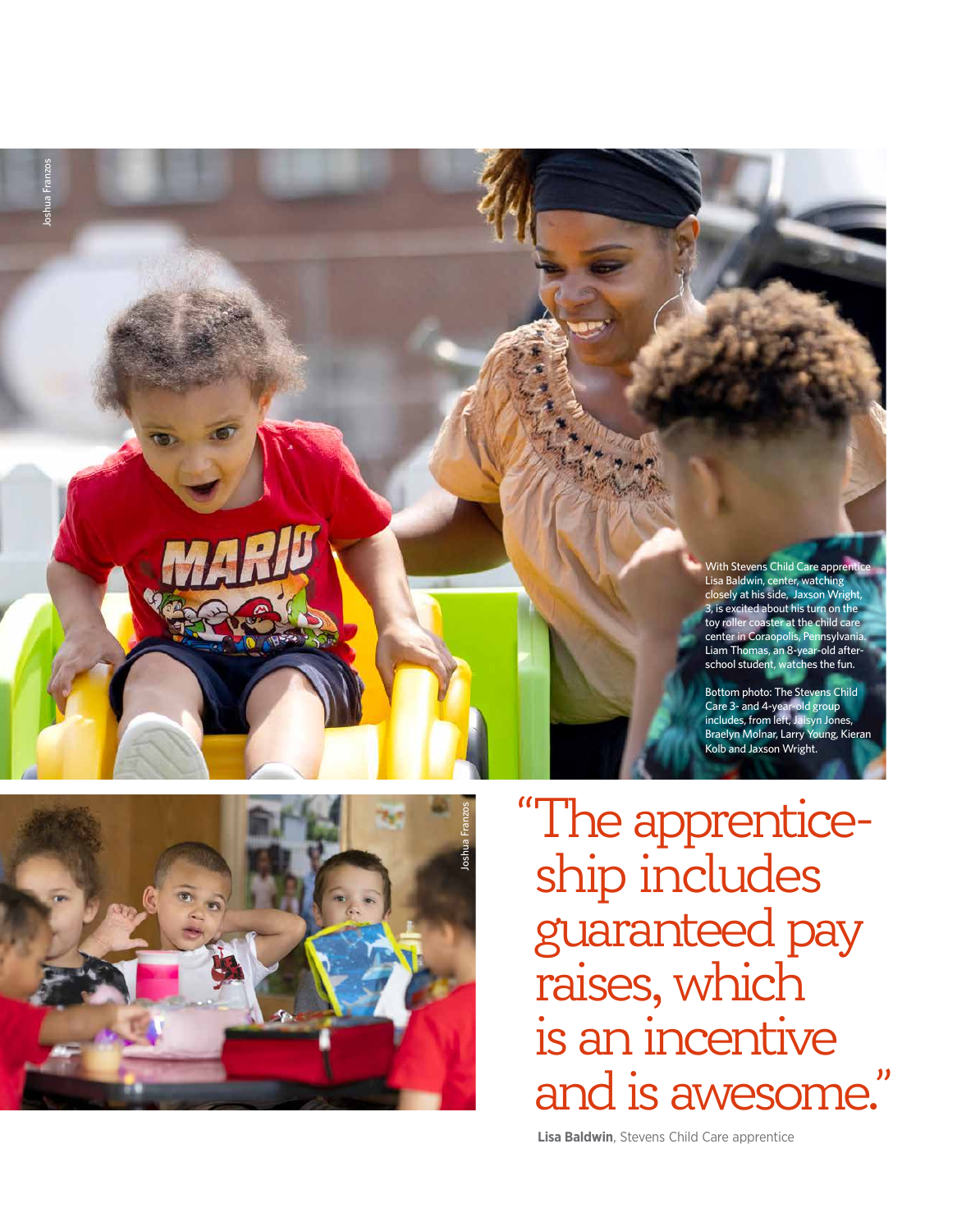With Stevens Child Care apprentice Lisa Baldwin, center, watching closely at his side, Jaxson Wright, 3, is excited about his turn on the toy roller coaster at the child care center in Coraopolis, Pennsylvania. Liam Thomas, an 8-year-old after-school student, watches the fun.

Bottom photo: The Stevens Child Care 3- and 4-year-old group includes, from left, Jaisyn Jones, Braelyn Molnar, Larry Young, Kieran Kolb and Jaxson Wright.

> "The apprenticeship includes guaranteed pay raises, which is an incentive and is awesome."
>
> **Lisa Baldwin**, Stevens Child Care apprentice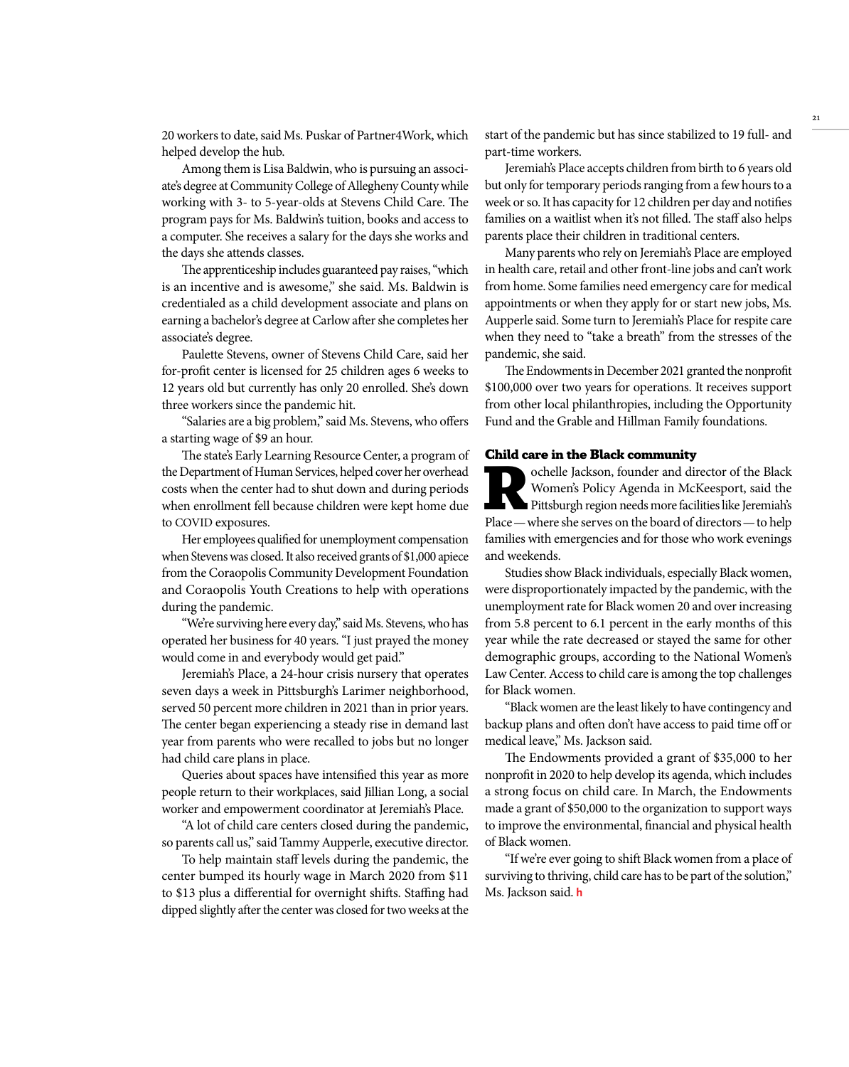20 workers to date, said Ms. Puskar of Partner4Work, which helped develop the hub.

Among them is Lisa Baldwin, who is pursuing an associate's degree at Community College of Allegheny County while working with 3- to 5-year-olds at Stevens Child Care. The program pays for Ms. Baldwin's tuition, books and access to a computer. She receives a salary for the days she works and the days she attends classes.

The apprenticeship includes guaranteed pay raises, "which is an incentive and is awesome," she said. Ms. Baldwin is credentialed as a child development associate and plans on earning a bachelor's degree at Carlow after she completes her associate's degree.

Paulette Stevens, owner of Stevens Child Care, said her for-profit center is licensed for 25 children ages 6 weeks to 12 years old but currently has only 20 enrolled. She's down three workers since the pandemic hit.

"Salaries are a big problem," said Ms. Stevens, who offers a starting wage of $9 an hour.

The state's Early Learning Resource Center, a program of the Department of Human Services, helped cover her overhead costs when the center had to shut down and during periods when enrollment fell because children were kept home due to COVID exposures.

Her employees qualified for unemployment compensation when Stevens was closed. It also received grants of $1,000 apiece from the Coraopolis Community Development Foundation and Coraopolis Youth Creations to help with operations during the pandemic.

"We're surviving here every day," said Ms. Stevens, who has operated her business for 40 years. "I just prayed the money would come in and everybody would get paid."

Jeremiah's Place, a 24-hour crisis nursery that operates seven days a week in Pittsburgh's Larimer neighborhood, served 50 percent more children in 2021 than in prior years. The center began experiencing a steady rise in demand last year from parents who were recalled to jobs but no longer had child care plans in place.

Queries about spaces have intensified this year as more people return to their workplaces, said Jillian Long, a social worker and empowerment coordinator at Jeremiah's Place.

"A lot of child care centers closed during the pandemic, so parents call us," said Tammy Aupperle, executive director.

To help maintain staff levels during the pandemic, the center bumped its hourly wage in March 2020 from $11 to $13 plus a differential for overnight shifts. Staffing had dipped slightly after the center was closed for two weeks at the start of the pandemic but has since stabilized to 19 full- and part-time workers.

Jeremiah's Place accepts children from birth to 6 years old but only for temporary periods ranging from a few hours to a week or so. It has capacity for 12 children per day and notifies families on a waitlist when it's not filled. The staff also helps parents place their children in traditional centers.

Many parents who rely on Jeremiah's Place are employed in health care, retail and other front-line jobs and can't work from home. Some families need emergency care for medical appointments or when they apply for or start new jobs, Ms. Aupperle said. Some turn to Jeremiah's Place for respite care when they need to "take a breath" from the stresses of the pandemic, she said.

The Endowments in December 2021 granted the nonprofit $100,000 over two years for operations. It receives support from other local philanthropies, including the Opportunity Fund and the Grable and Hillman Family foundations.

## Child care in the Black community

Rochelle Jackson, founder and director of the Black Women's Policy Agenda in McKeesport, said the Pittsburgh region needs more facilities like Jeremiah's Place — where she serves on the board of directors — to help families with emergencies and for those who work evenings and weekends.

Studies show Black individuals, especially Black women, were disproportionately impacted by the pandemic, with the unemployment rate for Black women 20 and over increasing from 5.8 percent to 6.1 percent in the early months of this year while the rate decreased or stayed the same for other demographic groups, according to the National Women's Law Center. Access to child care is among the top challenges for Black women.

"Black women are the least likely to have contingency and backup plans and often don't have access to paid time off or medical leave," Ms. Jackson said.

The Endowments provided a grant of $35,000 to her nonprofit in 2020 to help develop its agenda, which includes a strong focus on child care. In March, the Endowments made a grant of $50,000 to the organization to support ways to improve the environmental, financial and physical health of Black women.

"If we're ever going to shift Black women from a place of surviving to thriving, child care has to be part of the solution," Ms. Jackson said. **h**